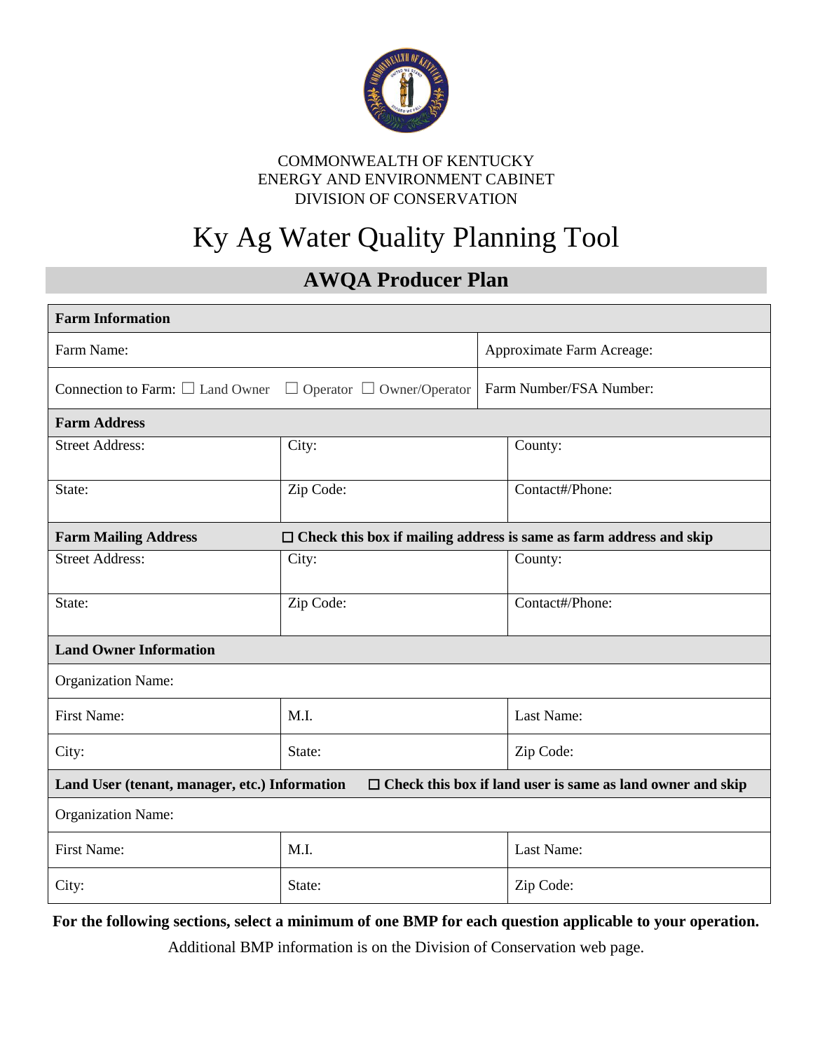COMMONWEALTH OF KENTUCKY
ENERGY AND ENVIRONMENT CABINET
DIVISION OF CONSERVATION

# Ky Ag Water Quality Planning Tool

## AWQA Producer Plan

| **Farm Information** | | |
|---|---|---|
| Farm Name: | | Approximate Farm Acreage: |
| Connection to Farm: ☐ Land Owner ☐ Operator ☐ Owner/Operator | | Farm Number/FSA Number: |
| **Farm Address** | | |
| Street Address: | City: | County: |
| State: | Zip Code: | Contact#/Phone: |
| **Farm Mailing Address** | **☐ Check this box if mailing address is same as farm address and skip** | |
| Street Address: | City: | County: |
| State: | Zip Code: | Contact#/Phone: |
| **Land Owner Information** | | |
| Organization Name: | | |
| First Name: | M.I. | Last Name: |
| City: | State: | Zip Code: |
| **Land User (tenant, manager, etc.) Information** | **☐ Check this box if land user is same as land owner and skip** | |
| Organization Name: | | |
| First Name: | M.I. | Last Name: |
| City: | State: | Zip Code: |

**For the following sections, select a minimum of one BMP for each question applicable to your operation.**

Additional BMP information is on the Division of Conservation web page.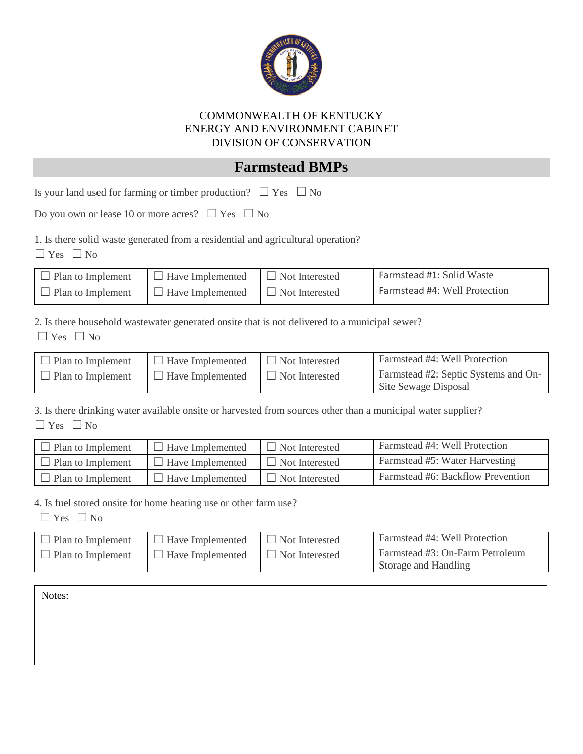COMMONWEALTH OF KENTUCKY
ENERGY AND ENVIRONMENT CABINET
DIVISION OF CONSERVATION

# Farmstead BMPs

Is your land used for farming or timber production? ☐ Yes ☐ No

Do you own or lease 10 or more acres? ☐ Yes ☐ No

1. Is there solid waste generated from a residential and agricultural operation?
☐ Yes ☐ No

| | | | |
|---|---|---|---|
| ☐ Plan to Implement | ☐ Have Implemented | ☐ Not Interested | Farmstead #1: Solid Waste |
| ☐ Plan to Implement | ☐ Have Implemented | ☐ Not Interested | Farmstead #4: Well Protection |

2. Is there household wastewater generated onsite that is not delivered to a municipal sewer?
☐ Yes ☐ No

| | | | |
|---|---|---|---|
| ☐ Plan to Implement | ☐ Have Implemented | ☐ Not Interested | Farmstead #4: Well Protection |
| ☐ Plan to Implement | ☐ Have Implemented | ☐ Not Interested | Farmstead #2: Septic Systems and On-Site Sewage Disposal |

3. Is there drinking water available onsite or harvested from sources other than a municipal water supplier?
☐ Yes ☐ No

| | | | |
|---|---|---|---|
| ☐ Plan to Implement | ☐ Have Implemented | ☐ Not Interested | Farmstead #4: Well Protection |
| ☐ Plan to Implement | ☐ Have Implemented | ☐ Not Interested | Farmstead #5: Water Harvesting |
| ☐ Plan to Implement | ☐ Have Implemented | ☐ Not Interested | Farmstead #6: Backflow Prevention |

4. Is fuel stored onsite for home heating use or other farm use?
☐ Yes ☐ No

| | | | |
|---|---|---|---|
| ☐ Plan to Implement | ☐ Have Implemented | ☐ Not Interested | Farmstead #4: Well Protection |
| ☐ Plan to Implement | ☐ Have Implemented | ☐ Not Interested | Farmstead #3: On-Farm Petroleum Storage and Handling |

Notes: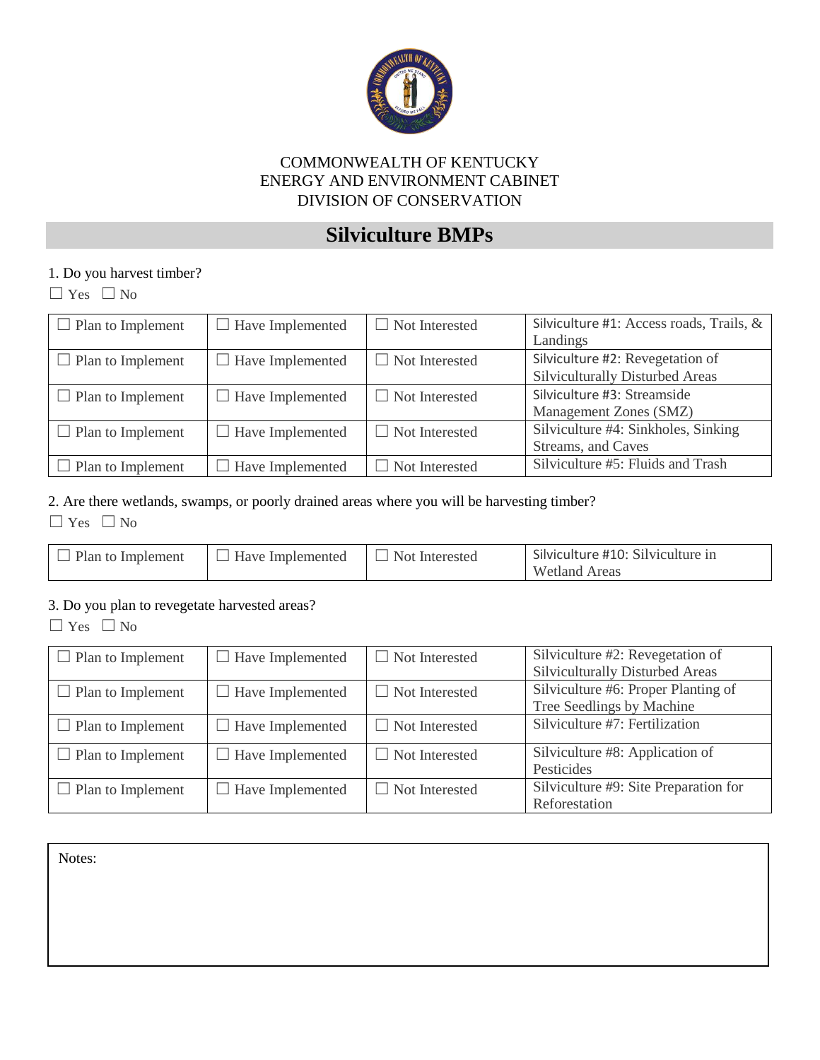COMMONWEALTH OF KENTUCKY
ENERGY AND ENVIRONMENT CABINET
DIVISION OF CONSERVATION

# Silviculture BMPs

1. Do you harvest timber?

☐ Yes ☐ No

| | | | |
|---|---|---|---|
| ☐ Plan to Implement | ☐ Have Implemented | ☐ Not Interested | Silviculture #1: Access roads, Trails, & Landings |
| ☐ Plan to Implement | ☐ Have Implemented | ☐ Not Interested | Silviculture #2: Revegetation of Silviculturally Disturbed Areas |
| ☐ Plan to Implement | ☐ Have Implemented | ☐ Not Interested | Silviculture #3: Streamside Management Zones (SMZ) |
| ☐ Plan to Implement | ☐ Have Implemented | ☐ Not Interested | Silviculture #4: Sinkholes, Sinking Streams, and Caves |
| ☐ Plan to Implement | ☐ Have Implemented | ☐ Not Interested | Silviculture #5: Fluids and Trash |

2. Are there wetlands, swamps, or poorly drained areas where you will be harvesting timber?

☐ Yes ☐ No

| | | | |
|---|---|---|---|
| ☐ Plan to Implement | ☐ Have Implemented | ☐ Not Interested | Silviculture #10: Silviculture in Wetland Areas |

3. Do you plan to revegetate harvested areas?

☐ Yes ☐ No

| | | | |
|---|---|---|---|
| ☐ Plan to Implement | ☐ Have Implemented | ☐ Not Interested | Silviculture #2: Revegetation of Silviculturally Disturbed Areas |
| ☐ Plan to Implement | ☐ Have Implemented | ☐ Not Interested | Silviculture #6: Proper Planting of Tree Seedlings by Machine |
| ☐ Plan to Implement | ☐ Have Implemented | ☐ Not Interested | Silviculture #7: Fertilization |
| ☐ Plan to Implement | ☐ Have Implemented | ☐ Not Interested | Silviculture #8: Application of Pesticides |
| ☐ Plan to Implement | ☐ Have Implemented | ☐ Not Interested | Silviculture #9: Site Preparation for Reforestation |

Notes: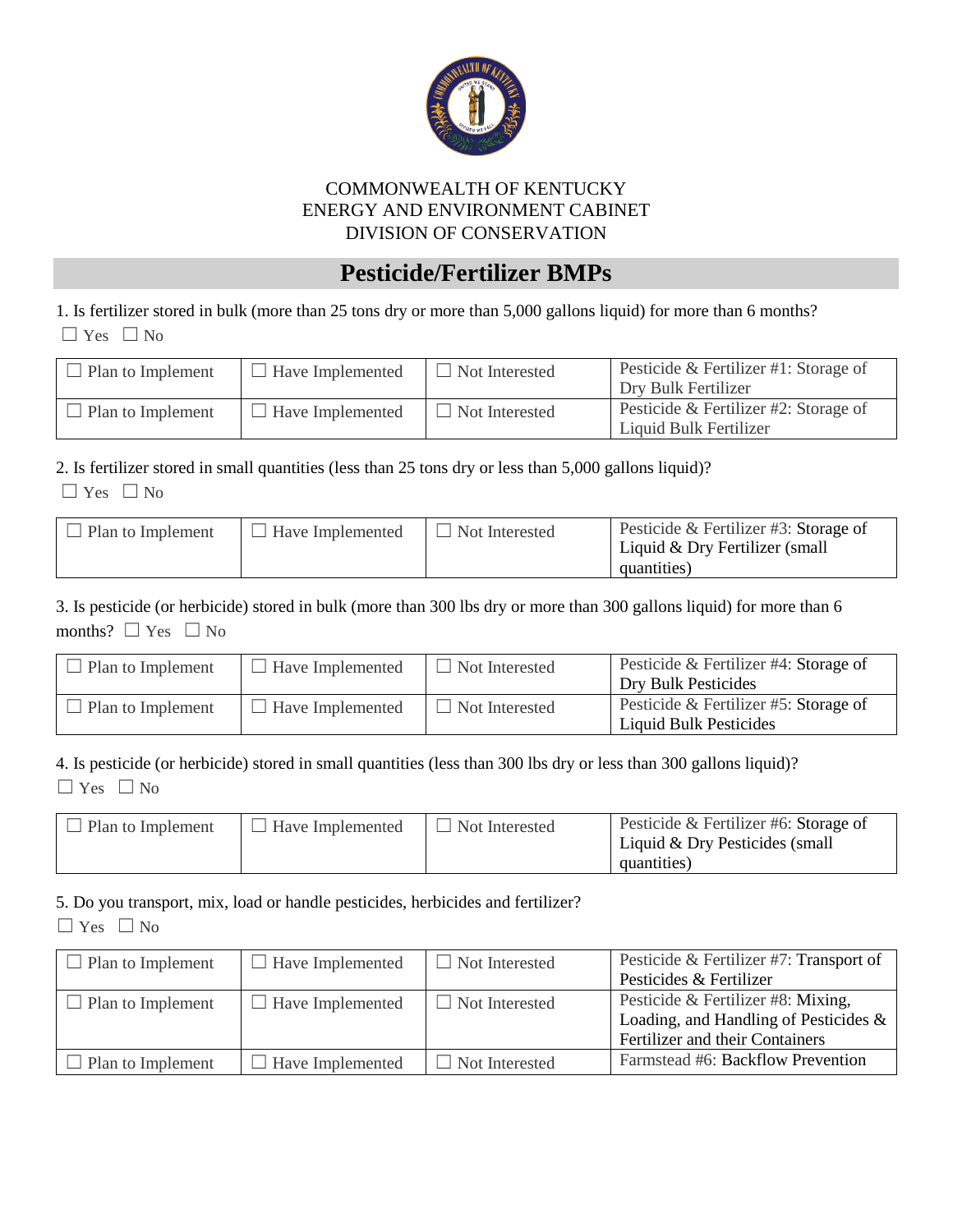COMMONWEALTH OF KENTUCKY
ENERGY AND ENVIRONMENT CABINET
DIVISION OF CONSERVATION

# Pesticide/Fertilizer BMPs

1. Is fertilizer stored in bulk (more than 25 tons dry or more than 5,000 gallons liquid) for more than 6 months?
☐ Yes ☐ No

| | | | |
|---|---|---|---|
| ☐ Plan to Implement | ☐ Have Implemented | ☐ Not Interested | Pesticide & Fertilizer #1: Storage of Dry Bulk Fertilizer |
| ☐ Plan to Implement | ☐ Have Implemented | ☐ Not Interested | Pesticide & Fertilizer #2: Storage of Liquid Bulk Fertilizer |

2. Is fertilizer stored in small quantities (less than 25 tons dry or less than 5,000 gallons liquid)?
☐ Yes ☐ No

| | | | |
|---|---|---|---|
| ☐ Plan to Implement | ☐ Have Implemented | ☐ Not Interested | Pesticide & Fertilizer #3: Storage of Liquid & Dry Fertilizer (small quantities) |

3. Is pesticide (or herbicide) stored in bulk (more than 300 lbs dry or more than 300 gallons liquid) for more than 6 months? ☐ Yes ☐ No

| | | | |
|---|---|---|---|
| ☐ Plan to Implement | ☐ Have Implemented | ☐ Not Interested | Pesticide & Fertilizer #4: Storage of Dry Bulk Pesticides |
| ☐ Plan to Implement | ☐ Have Implemented | ☐ Not Interested | Pesticide & Fertilizer #5: Storage of Liquid Bulk Pesticides |

4. Is pesticide (or herbicide) stored in small quantities (less than 300 lbs dry or less than 300 gallons liquid)?
☐ Yes ☐ No

| | | | |
|---|---|---|---|
| ☐ Plan to Implement | ☐ Have Implemented | ☐ Not Interested | Pesticide & Fertilizer #6: Storage of Liquid & Dry Pesticides (small quantities) |

5. Do you transport, mix, load or handle pesticides, herbicides and fertilizer?
☐ Yes ☐ No

| | | | |
|---|---|---|---|
| ☐ Plan to Implement | ☐ Have Implemented | ☐ Not Interested | Pesticide & Fertilizer #7: Transport of Pesticides & Fertilizer |
| ☐ Plan to Implement | ☐ Have Implemented | ☐ Not Interested | Pesticide & Fertilizer #8: Mixing, Loading, and Handling of Pesticides & Fertilizer and their Containers |
| ☐ Plan to Implement | ☐ Have Implemented | ☐ Not Interested | Farmstead #6: Backflow Prevention |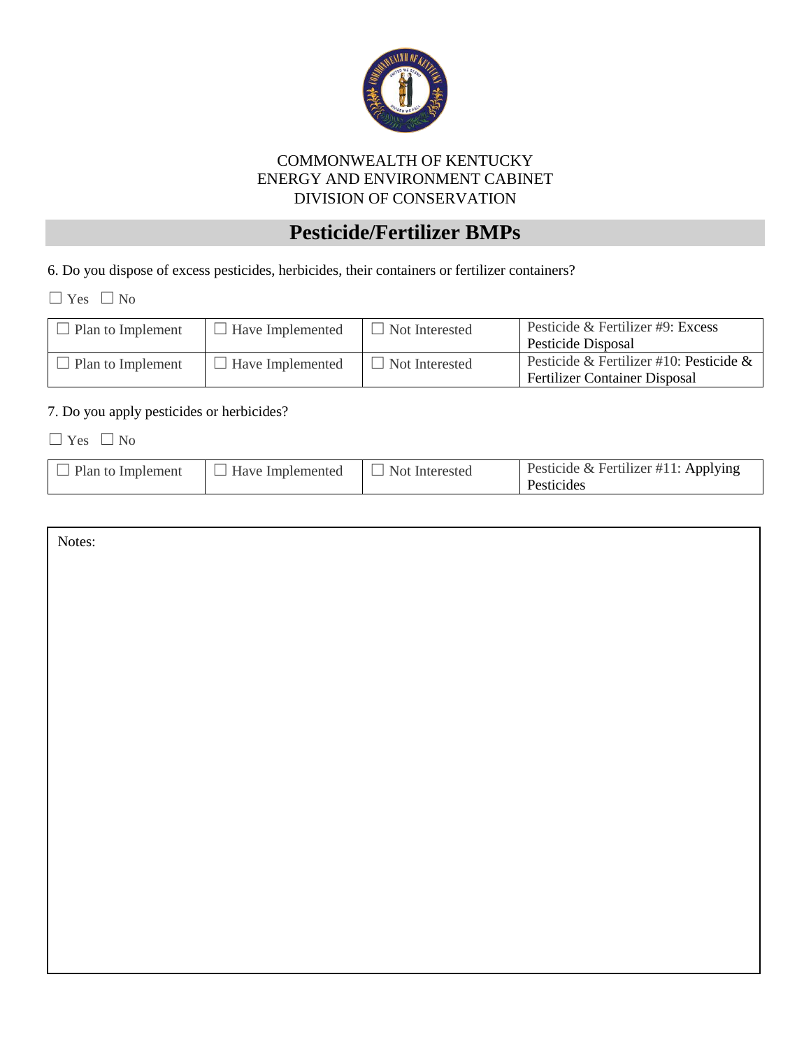COMMONWEALTH OF KENTUCKY
ENERGY AND ENVIRONMENT CABINET
DIVISION OF CONSERVATION

## Pesticide/Fertilizer BMPs

6. Do you dispose of excess pesticides, herbicides, their containers or fertilizer containers?

☐ Yes ☐ No

| | | | |
|---|---|---|---|
| ☐ Plan to Implement | ☐ Have Implemented | ☐ Not Interested | Pesticide & Fertilizer #9: Excess Pesticide Disposal |
| ☐ Plan to Implement | ☐ Have Implemented | ☐ Not Interested | Pesticide & Fertilizer #10: Pesticide & Fertilizer Container Disposal |

7. Do you apply pesticides or herbicides?

☐ Yes ☐ No

| | | | |
|---|---|---|---|
| ☐ Plan to Implement | ☐ Have Implemented | ☐ Not Interested | Pesticide & Fertilizer #11: Applying Pesticides |

Notes: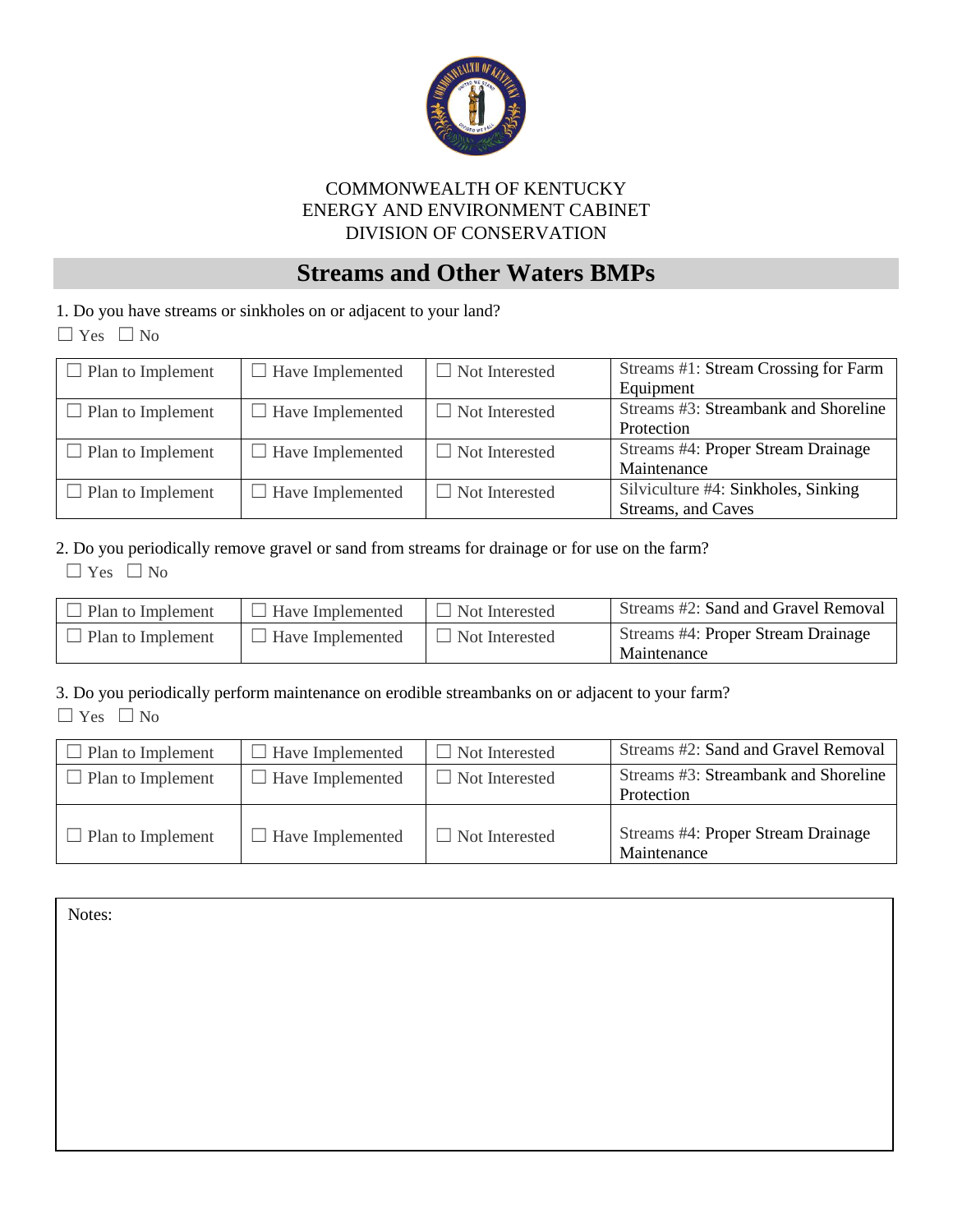COMMONWEALTH OF KENTUCKY
ENERGY AND ENVIRONMENT CABINET
DIVISION OF CONSERVATION

# Streams and Other Waters BMPs

1. Do you have streams or sinkholes on or adjacent to your land?

☐ Yes ☐ No

| | | | |
|---|---|---|---|
| ☐ Plan to Implement | ☐ Have Implemented | ☐ Not Interested | Streams #1: Stream Crossing for Farm Equipment |
| ☐ Plan to Implement | ☐ Have Implemented | ☐ Not Interested | Streams #3: Streambank and Shoreline Protection |
| ☐ Plan to Implement | ☐ Have Implemented | ☐ Not Interested | Streams #4: Proper Stream Drainage Maintenance |
| ☐ Plan to Implement | ☐ Have Implemented | ☐ Not Interested | Silviculture #4: Sinkholes, Sinking Streams, and Caves |

2. Do you periodically remove gravel or sand from streams for drainage or for use on the farm?

☐ Yes ☐ No

| | | | |
|---|---|---|---|
| ☐ Plan to Implement | ☐ Have Implemented | ☐ Not Interested | Streams #2: Sand and Gravel Removal |
| ☐ Plan to Implement | ☐ Have Implemented | ☐ Not Interested | Streams #4: Proper Stream Drainage Maintenance |

3. Do you periodically perform maintenance on erodible streambanks on or adjacent to your farm?

☐ Yes ☐ No

| | | | |
|---|---|---|---|
| ☐ Plan to Implement | ☐ Have Implemented | ☐ Not Interested | Streams #2: Sand and Gravel Removal |
| ☐ Plan to Implement | ☐ Have Implemented | ☐ Not Interested | Streams #3: Streambank and Shoreline Protection |
| ☐ Plan to Implement | ☐ Have Implemented | ☐ Not Interested | Streams #4: Proper Stream Drainage Maintenance |

Notes: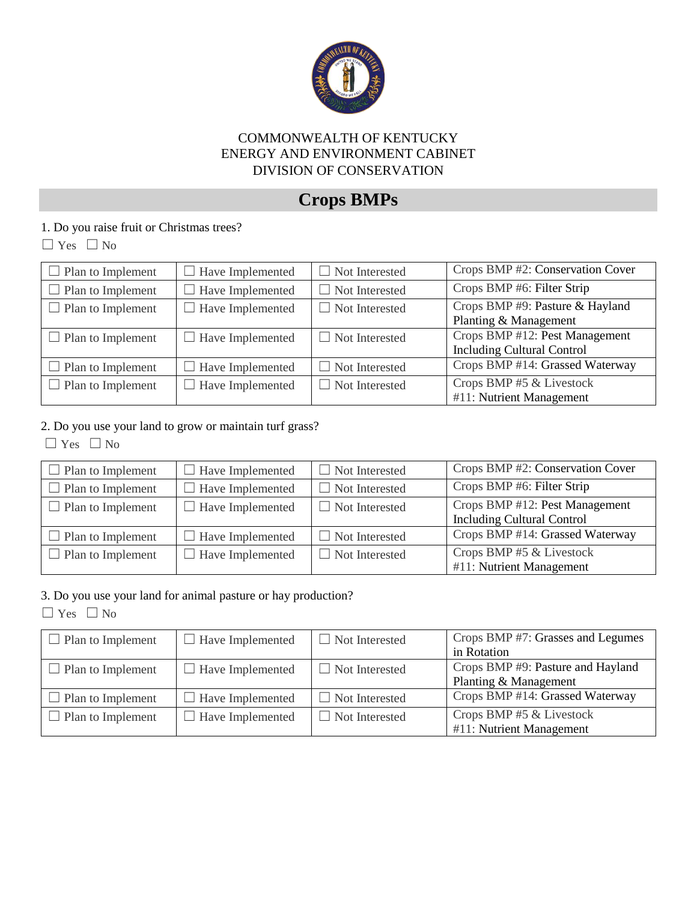COMMONWEALTH OF KENTUCKY
ENERGY AND ENVIRONMENT CABINET
DIVISION OF CONSERVATION

# Crops BMPs

1. Do you raise fruit or Christmas trees?

☐ Yes ☐ No

| | | | |
|---|---|---|---|
| ☐ Plan to Implement | ☐ Have Implemented | ☐ Not Interested | Crops BMP #2: Conservation Cover |
| ☐ Plan to Implement | ☐ Have Implemented | ☐ Not Interested | Crops BMP #6: Filter Strip |
| ☐ Plan to Implement | ☐ Have Implemented | ☐ Not Interested | Crops BMP #9: Pasture & Hayland Planting & Management |
| ☐ Plan to Implement | ☐ Have Implemented | ☐ Not Interested | Crops BMP #12: Pest Management Including Cultural Control |
| ☐ Plan to Implement | ☐ Have Implemented | ☐ Not Interested | Crops BMP #14: Grassed Waterway |
| ☐ Plan to Implement | ☐ Have Implemented | ☐ Not Interested | Crops BMP #5 & Livestock #11: Nutrient Management |

2. Do you use your land to grow or maintain turf grass?

☐ Yes ☐ No

| | | | |
|---|---|---|---|
| ☐ Plan to Implement | ☐ Have Implemented | ☐ Not Interested | Crops BMP #2: Conservation Cover |
| ☐ Plan to Implement | ☐ Have Implemented | ☐ Not Interested | Crops BMP #6: Filter Strip |
| ☐ Plan to Implement | ☐ Have Implemented | ☐ Not Interested | Crops BMP #12: Pest Management Including Cultural Control |
| ☐ Plan to Implement | ☐ Have Implemented | ☐ Not Interested | Crops BMP #14: Grassed Waterway |
| ☐ Plan to Implement | ☐ Have Implemented | ☐ Not Interested | Crops BMP #5 & Livestock #11: Nutrient Management |

3. Do you use your land for animal pasture or hay production?

☐ Yes ☐ No

| | | | |
|---|---|---|---|
| ☐ Plan to Implement | ☐ Have Implemented | ☐ Not Interested | Crops BMP #7: Grasses and Legumes in Rotation |
| ☐ Plan to Implement | ☐ Have Implemented | ☐ Not Interested | Crops BMP #9: Pasture and Hayland Planting & Management |
| ☐ Plan to Implement | ☐ Have Implemented | ☐ Not Interested | Crops BMP #14: Grassed Waterway |
| ☐ Plan to Implement | ☐ Have Implemented | ☐ Not Interested | Crops BMP #5 & Livestock #11: Nutrient Management |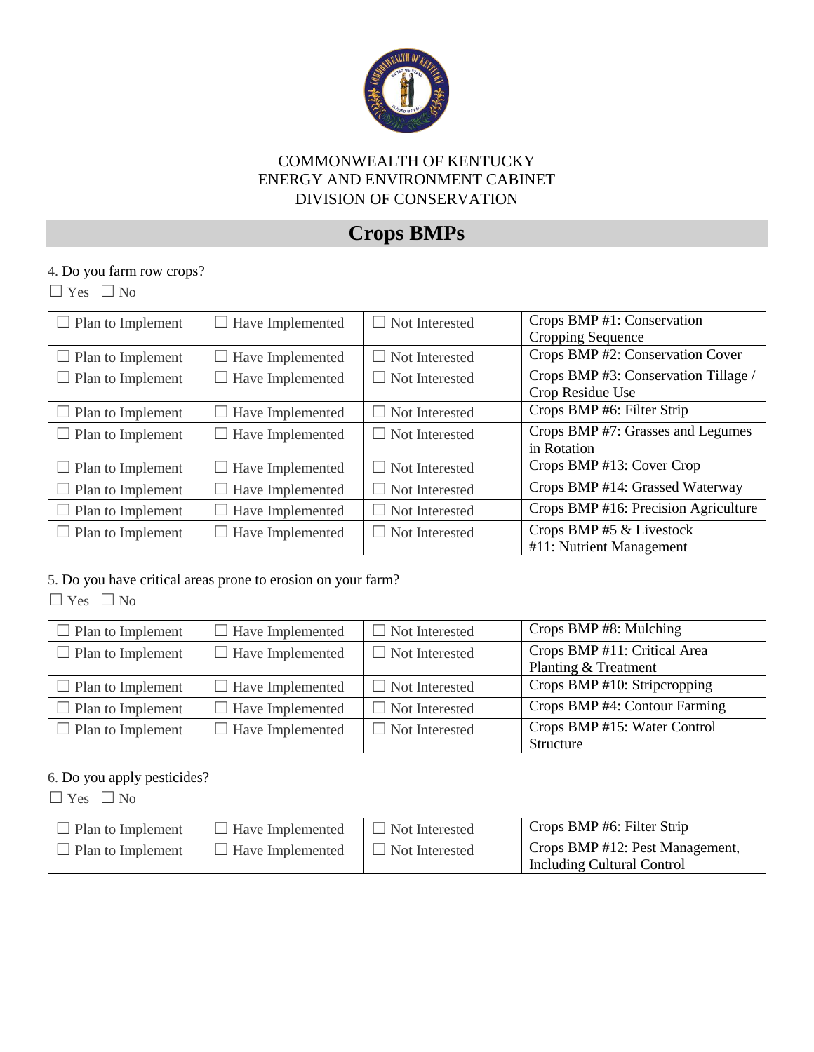COMMONWEALTH OF KENTUCKY
ENERGY AND ENVIRONMENT CABINET
DIVISION OF CONSERVATION

# Crops BMPs

4. Do you farm row crops?

☐ Yes ☐ No

| | | | |
|---|---|---|---|
| ☐ Plan to Implement | ☐ Have Implemented | ☐ Not Interested | Crops BMP #1: Conservation Cropping Sequence |
| ☐ Plan to Implement | ☐ Have Implemented | ☐ Not Interested | Crops BMP #2: Conservation Cover |
| ☐ Plan to Implement | ☐ Have Implemented | ☐ Not Interested | Crops BMP #3: Conservation Tillage / Crop Residue Use |
| ☐ Plan to Implement | ☐ Have Implemented | ☐ Not Interested | Crops BMP #6: Filter Strip |
| ☐ Plan to Implement | ☐ Have Implemented | ☐ Not Interested | Crops BMP #7: Grasses and Legumes in Rotation |
| ☐ Plan to Implement | ☐ Have Implemented | ☐ Not Interested | Crops BMP #13: Cover Crop |
| ☐ Plan to Implement | ☐ Have Implemented | ☐ Not Interested | Crops BMP #14: Grassed Waterway |
| ☐ Plan to Implement | ☐ Have Implemented | ☐ Not Interested | Crops BMP #16: Precision Agriculture |
| ☐ Plan to Implement | ☐ Have Implemented | ☐ Not Interested | Crops BMP #5 & Livestock #11: Nutrient Management |

5. Do you have critical areas prone to erosion on your farm?

☐ Yes ☐ No

| | | | |
|---|---|---|---|
| ☐ Plan to Implement | ☐ Have Implemented | ☐ Not Interested | Crops BMP #8: Mulching |
| ☐ Plan to Implement | ☐ Have Implemented | ☐ Not Interested | Crops BMP #11: Critical Area Planting & Treatment |
| ☐ Plan to Implement | ☐ Have Implemented | ☐ Not Interested | Crops BMP #10: Stripcropping |
| ☐ Plan to Implement | ☐ Have Implemented | ☐ Not Interested | Crops BMP #4: Contour Farming |
| ☐ Plan to Implement | ☐ Have Implemented | ☐ Not Interested | Crops BMP #15: Water Control Structure |

6. Do you apply pesticides?

☐ Yes ☐ No

| | | | |
|---|---|---|---|
| ☐ Plan to Implement | ☐ Have Implemented | ☐ Not Interested | Crops BMP #6: Filter Strip |
| ☐ Plan to Implement | ☐ Have Implemented | ☐ Not Interested | Crops BMP #12: Pest Management, Including Cultural Control |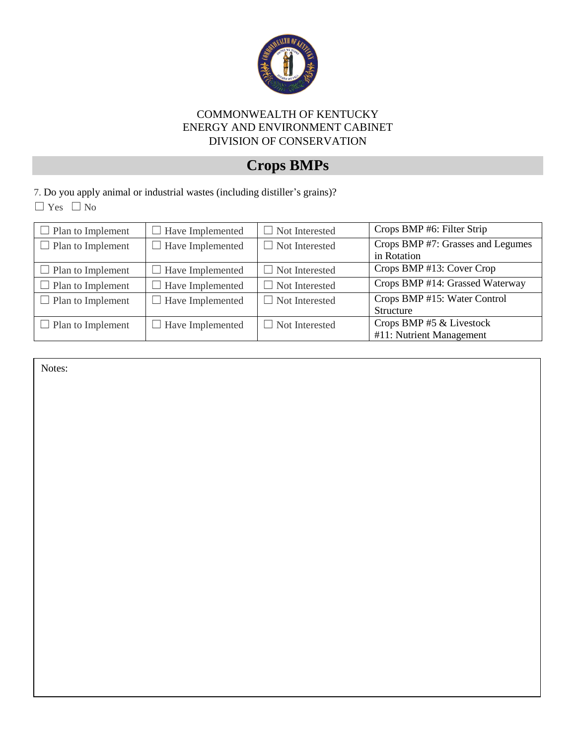COMMONWEALTH OF KENTUCKY
ENERGY AND ENVIRONMENT CABINET
DIVISION OF CONSERVATION

# Crops BMPs

7. Do you apply animal or industrial wastes (including distiller's grains)?

☐ Yes ☐ No

| | | | |
|---|---|---|---|
| ☐ Plan to Implement | ☐ Have Implemented | ☐ Not Interested | Crops BMP #6: Filter Strip |
| ☐ Plan to Implement | ☐ Have Implemented | ☐ Not Interested | Crops BMP #7: Grasses and Legumes in Rotation |
| ☐ Plan to Implement | ☐ Have Implemented | ☐ Not Interested | Crops BMP #13: Cover Crop |
| ☐ Plan to Implement | ☐ Have Implemented | ☐ Not Interested | Crops BMP #14: Grassed Waterway |
| ☐ Plan to Implement | ☐ Have Implemented | ☐ Not Interested | Crops BMP #15: Water Control Structure |
| ☐ Plan to Implement | ☐ Have Implemented | ☐ Not Interested | Crops BMP #5 & Livestock #11: Nutrient Management |

Notes: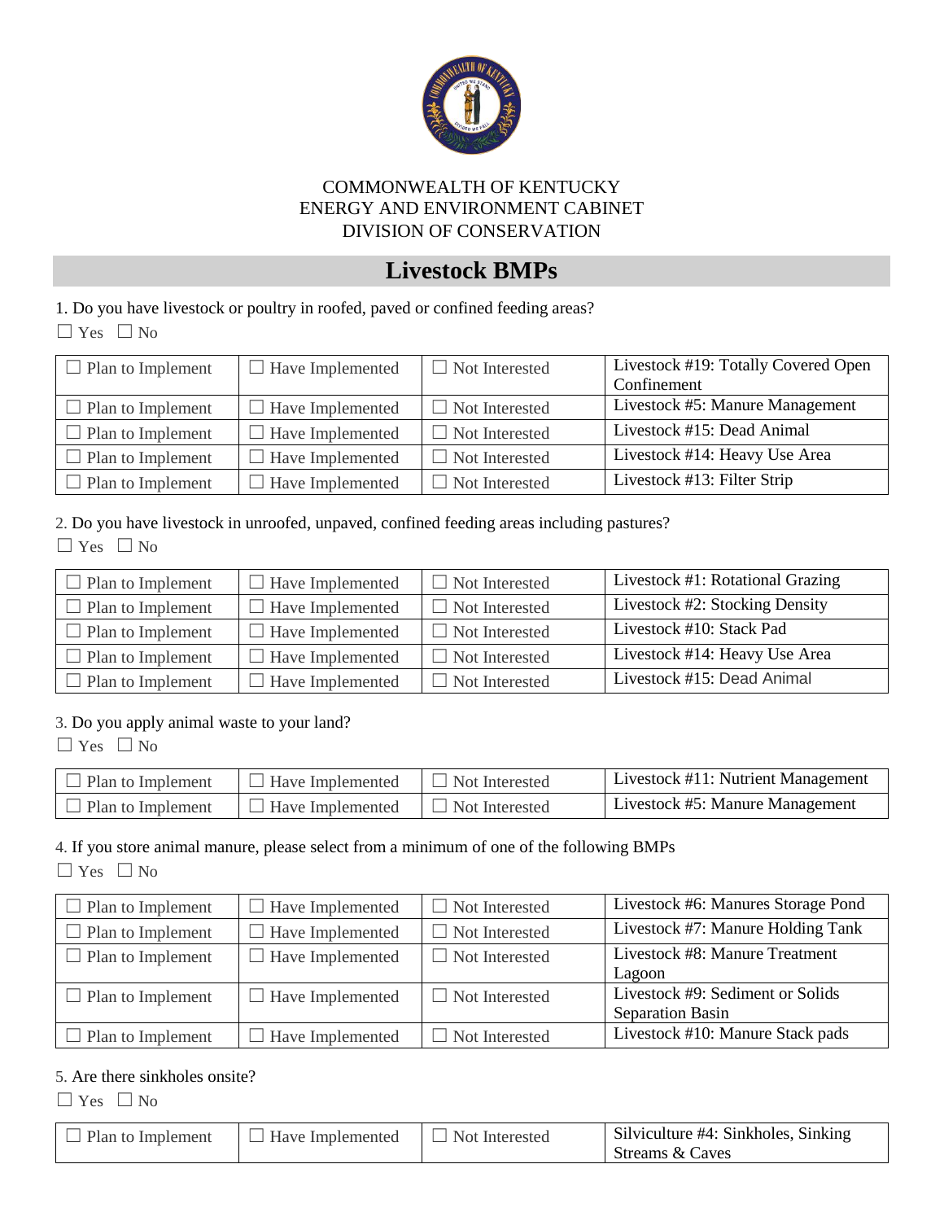COMMONWEALTH OF KENTUCKY
ENERGY AND ENVIRONMENT CABINET
DIVISION OF CONSERVATION

## Livestock BMPs

1. Do you have livestock or poultry in roofed, paved or confined feeding areas?

☐ Yes ☐ No

| | | | |
|---|---|---|---|
| ☐ Plan to Implement | ☐ Have Implemented | ☐ Not Interested | Livestock #19: Totally Covered Open Confinement |
| ☐ Plan to Implement | ☐ Have Implemented | ☐ Not Interested | Livestock #5: Manure Management |
| ☐ Plan to Implement | ☐ Have Implemented | ☐ Not Interested | Livestock #15: Dead Animal |
| ☐ Plan to Implement | ☐ Have Implemented | ☐ Not Interested | Livestock #14: Heavy Use Area |
| ☐ Plan to Implement | ☐ Have Implemented | ☐ Not Interested | Livestock #13: Filter Strip |

2. Do you have livestock in unroofed, unpaved, confined feeding areas including pastures?

☐ Yes ☐ No

| | | | |
|---|---|---|---|
| ☐ Plan to Implement | ☐ Have Implemented | ☐ Not Interested | Livestock #1: Rotational Grazing |
| ☐ Plan to Implement | ☐ Have Implemented | ☐ Not Interested | Livestock #2: Stocking Density |
| ☐ Plan to Implement | ☐ Have Implemented | ☐ Not Interested | Livestock #10: Stack Pad |
| ☐ Plan to Implement | ☐ Have Implemented | ☐ Not Interested | Livestock #14: Heavy Use Area |
| ☐ Plan to Implement | ☐ Have Implemented | ☐ Not Interested | Livestock #15: Dead Animal |

3. Do you apply animal waste to your land?

☐ Yes ☐ No

| | | | |
|---|---|---|---|
| ☐ Plan to Implement | ☐ Have Implemented | ☐ Not Interested | Livestock #11: Nutrient Management |
| ☐ Plan to Implement | ☐ Have Implemented | ☐ Not Interested | Livestock #5: Manure Management |

4. If you store animal manure, please select from a minimum of one of the following BMPs

☐ Yes ☐ No

| | | | |
|---|---|---|---|
| ☐ Plan to Implement | ☐ Have Implemented | ☐ Not Interested | Livestock #6: Manures Storage Pond |
| ☐ Plan to Implement | ☐ Have Implemented | ☐ Not Interested | Livestock #7: Manure Holding Tank |
| ☐ Plan to Implement | ☐ Have Implemented | ☐ Not Interested | Livestock #8: Manure Treatment Lagoon |
| ☐ Plan to Implement | ☐ Have Implemented | ☐ Not Interested | Livestock #9: Sediment or Solids Separation Basin |
| ☐ Plan to Implement | ☐ Have Implemented | ☐ Not Interested | Livestock #10: Manure Stack pads |

5. Are there sinkholes onsite?

☐ Yes ☐ No

| | | | |
|---|---|---|---|
| ☐ Plan to Implement | ☐ Have Implemented | ☐ Not Interested | Silviculture #4: Sinkholes, Sinking Streams & Caves |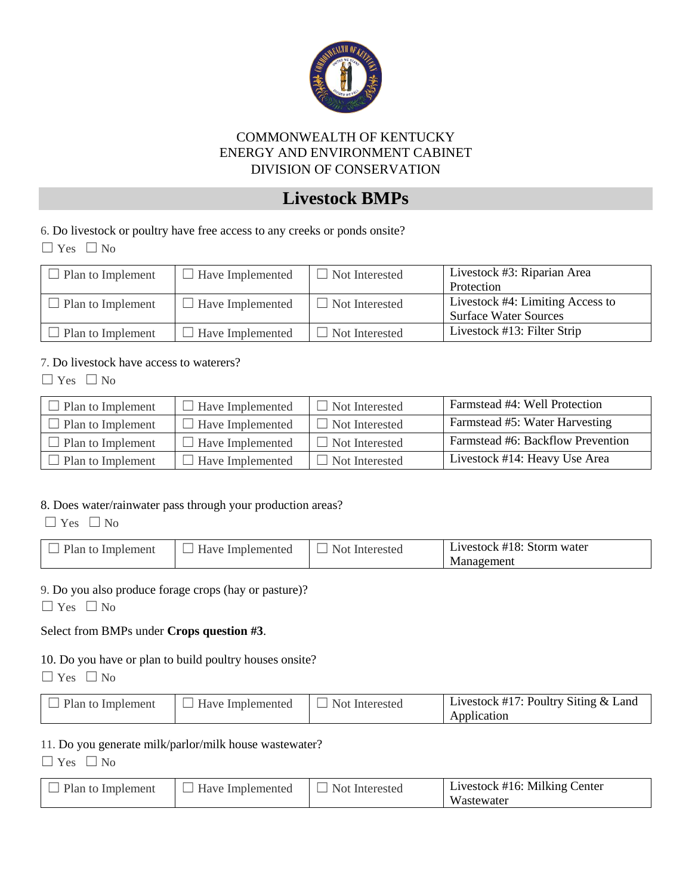COMMONWEALTH OF KENTUCKY
ENERGY AND ENVIRONMENT CABINET
DIVISION OF CONSERVATION

# Livestock BMPs

6. Do livestock or poultry have free access to any creeks or ponds onsite?

☐ Yes ☐ No

| | | | |
|---|---|---|---|
| ☐ Plan to Implement | ☐ Have Implemented | ☐ Not Interested | Livestock #3: Riparian Area Protection |
| ☐ Plan to Implement | ☐ Have Implemented | ☐ Not Interested | Livestock #4: Limiting Access to Surface Water Sources |
| ☐ Plan to Implement | ☐ Have Implemented | ☐ Not Interested | Livestock #13: Filter Strip |

7. Do livestock have access to waterers?

☐ Yes ☐ No

| | | | |
|---|---|---|---|
| ☐ Plan to Implement | ☐ Have Implemented | ☐ Not Interested | Farmstead #4: Well Protection |
| ☐ Plan to Implement | ☐ Have Implemented | ☐ Not Interested | Farmstead #5: Water Harvesting |
| ☐ Plan to Implement | ☐ Have Implemented | ☐ Not Interested | Farmstead #6: Backflow Prevention |
| ☐ Plan to Implement | ☐ Have Implemented | ☐ Not Interested | Livestock #14: Heavy Use Area |

8. Does water/rainwater pass through your production areas?

☐ Yes ☐ No

| | | | |
|---|---|---|---|
| ☐ Plan to Implement | ☐ Have Implemented | ☐ Not Interested | Livestock #18: Storm water Management |

9. Do you also produce forage crops (hay or pasture)?

☐ Yes ☐ No

Select from BMPs under **Crops question #3**.

10. Do you have or plan to build poultry houses onsite?

☐ Yes ☐ No

| | | | |
|---|---|---|---|
| ☐ Plan to Implement | ☐ Have Implemented | ☐ Not Interested | Livestock #17: Poultry Siting & Land Application |

11. Do you generate milk/parlor/milk house wastewater?

☐ Yes ☐ No

| | | | |
|---|---|---|---|
| ☐ Plan to Implement | ☐ Have Implemented | ☐ Not Interested | Livestock #16: Milking Center Wastewater |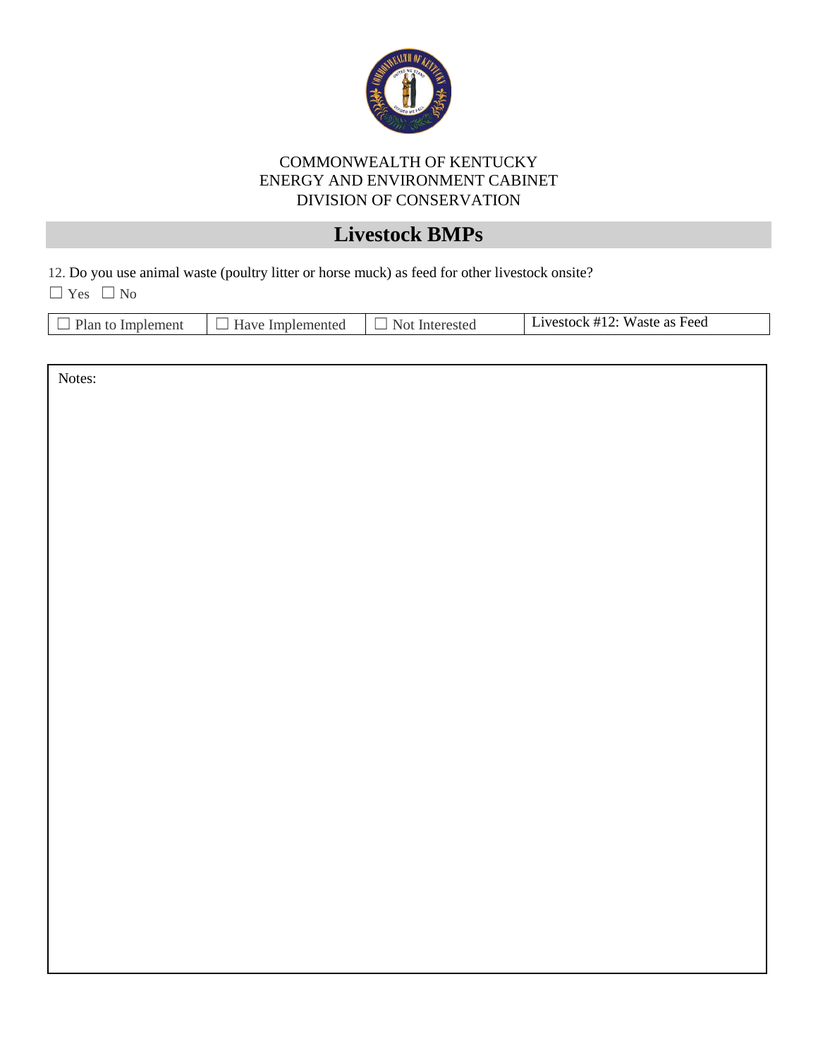COMMONWEALTH OF KENTUCKY
ENERGY AND ENVIRONMENT CABINET
DIVISION OF CONSERVATION

## Livestock BMPs

12. Do you use animal waste (poultry litter or horse muck) as feed for other livestock onsite?

☐ Yes ☐ No

| ☐ Plan to Implement | ☐ Have Implemented | ☐ Not Interested | Livestock #12: Waste as Feed |
|---|---|---|---|

Notes: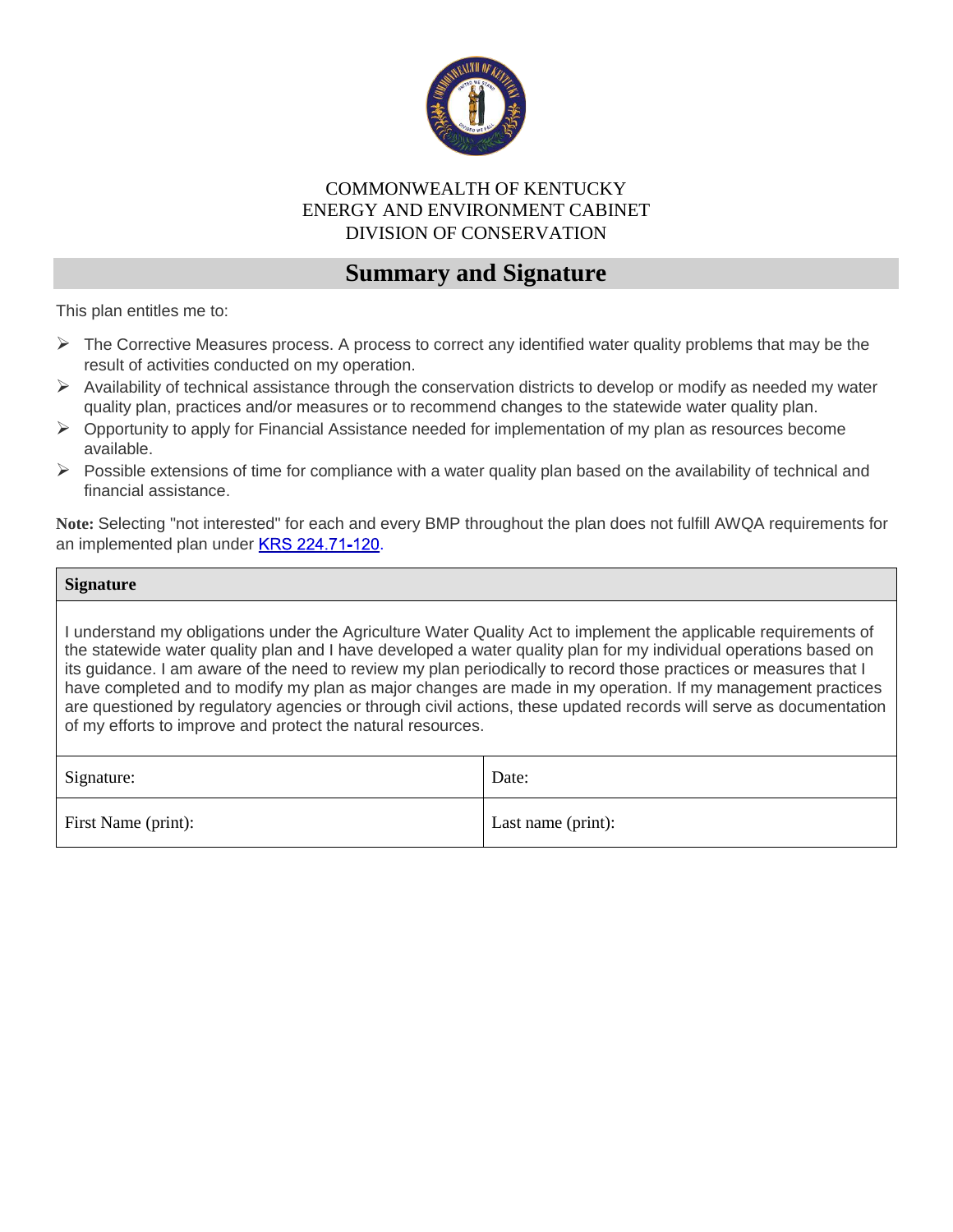COMMONWEALTH OF KENTUCKY
ENERGY AND ENVIRONMENT CABINET
DIVISION OF CONSERVATION

## Summary and Signature

This plan entitles me to:

- The Corrective Measures process. A process to correct any identified water quality problems that may be the result of activities conducted on my operation.
- Availability of technical assistance through the conservation districts to develop or modify as needed my water quality plan, practices and/or measures or to recommend changes to the statewide water quality plan.
- Opportunity to apply for Financial Assistance needed for implementation of my plan as resources become available.
- Possible extensions of time for compliance with a water quality plan based on the availability of technical and financial assistance.

**Note:** Selecting "not interested" for each and every BMP throughout the plan does not fulfill AWQA requirements for an implemented plan under KRS 224.71-120.

| **Signature** | |
|---|---|
| I understand my obligations under the Agriculture Water Quality Act to implement the applicable requirements of the statewide water quality plan and I have developed a water quality plan for my individual operations based on its guidance. I am aware of the need to review my plan periodically to record those practices or measures that I have completed and to modify my plan as major changes are made in my operation. If my management practices are questioned by regulatory agencies or through civil actions, these updated records will serve as documentation of my efforts to improve and protect the natural resources. | |
| Signature: | Date: |
| First Name (print): | Last name (print): |